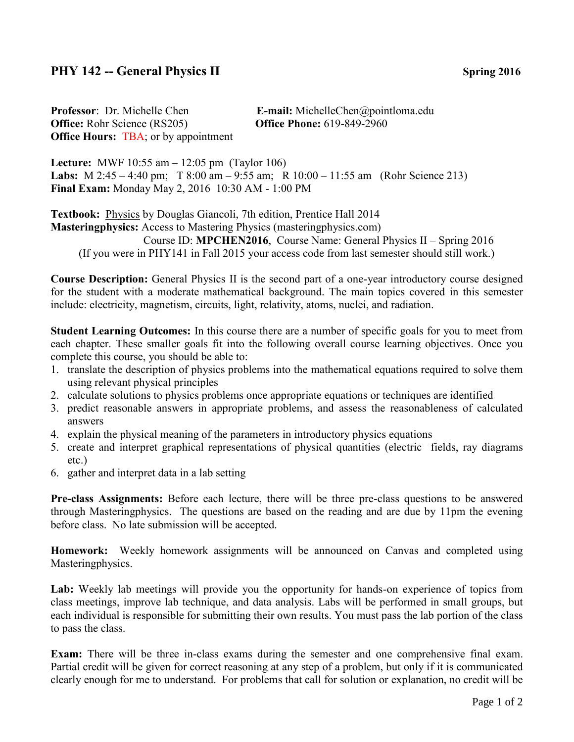## PHY 142 -- General Physics II **Spring 2016**

**Professor**: Dr. Michelle Chen
**E-mail:** MichelleChen@pointloma.edu
**Office:** Rohr Science (RS205)
**Office Phone:** 619-849-2960
**Office Hours:** TBA; or by appointment

**Lecture:** MWF 10:55 am – 12:05 pm (Taylor 106)
**Labs:** M 2:45 – 4:40 pm; T 8:00 am – 9:55 am; R 10:00 – 11:55 am (Rohr Science 213)
**Final Exam:** Monday May 2, 2016 10:30 AM - 1:00 PM

**Textbook:** Physics by Douglas Giancoli, 7th edition, Prentice Hall 2014
**Masteringphysics:** Access to Mastering Physics (masteringphysics.com)
Course ID: **MPCHEN2016**, Course Name: General Physics II – Spring 2016
(If you were in PHY141 in Fall 2015 your access code from last semester should still work.)

**Course Description:** General Physics II is the second part of a one-year introductory course designed for the student with a moderate mathematical background. The main topics covered in this semester include: electricity, magnetism, circuits, light, relativity, atoms, nuclei, and radiation.

**Student Learning Outcomes:** In this course there are a number of specific goals for you to meet from each chapter. These smaller goals fit into the following overall course learning objectives. Once you complete this course, you should be able to:

1. translate the description of physics problems into the mathematical equations required to solve them using relevant physical principles
2. calculate solutions to physics problems once appropriate equations or techniques are identified
3. predict reasonable answers in appropriate problems, and assess the reasonableness of calculated answers
4. explain the physical meaning of the parameters in introductory physics equations
5. create and interpret graphical representations of physical quantities (electric fields, ray diagrams etc.)
6. gather and interpret data in a lab setting

**Pre-class Assignments:** Before each lecture, there will be three pre-class questions to be answered through Masteringphysics. The questions are based on the reading and are due by 11pm the evening before class. No late submission will be accepted.

**Homework:** Weekly homework assignments will be announced on Canvas and completed using Masteringphysics.

**Lab:** Weekly lab meetings will provide you the opportunity for hands-on experience of topics from class meetings, improve lab technique, and data analysis. Labs will be performed in small groups, but each individual is responsible for submitting their own results. You must pass the lab portion of the class to pass the class.

**Exam:** There will be three in-class exams during the semester and one comprehensive final exam. Partial credit will be given for correct reasoning at any step of a problem, but only if it is communicated clearly enough for me to understand. For problems that call for solution or explanation, no credit will be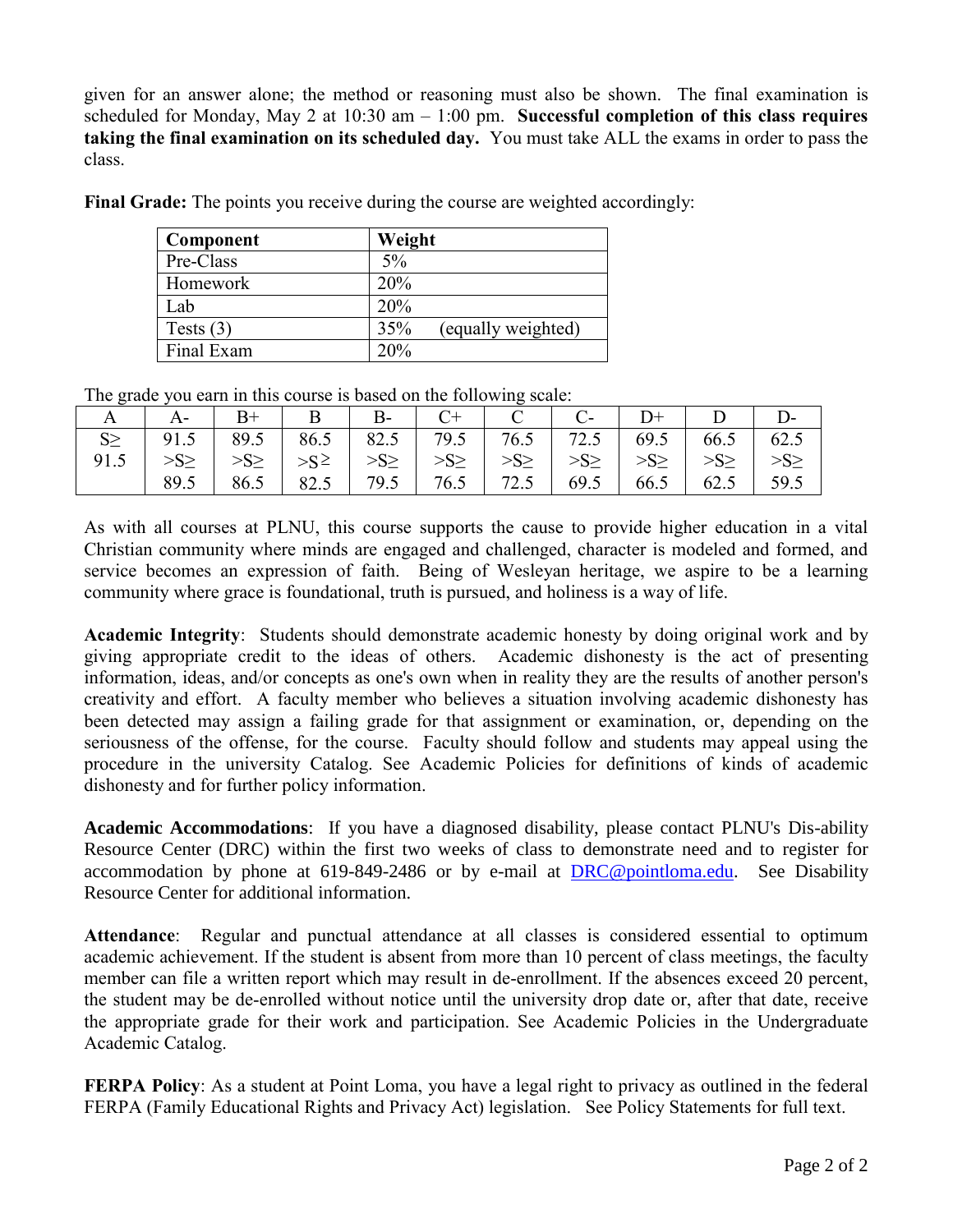given for an answer alone; the method or reasoning must also be shown. The final examination is scheduled for Monday, May 2 at 10:30 am – 1:00 pm. **Successful completion of this class requires taking the final examination on its scheduled day.** You must take ALL the exams in order to pass the class.

**Final Grade:** The points you receive during the course are weighted accordingly:

| Component | Weight |
|---|---|
| Pre-Class | 5% |
| Homework | 20% |
| Lab | 20% |
| Tests (3) | 35% (equally weighted) |
| Final Exam | 20% |

The grade you earn in this course is based on the following scale:

| A | A- | B+ | B | B- | C+ | C | C- | D+ | D | D- |
|---|---|---|---|---|---|---|---|---|---|---|
| S≥ 91.5 | 91.5 >S≥ 89.5 | 89.5 >S≥ 86.5 | 86.5 >S≥ 82.5 | 82.5 >S≥ 79.5 | 79.5 >S≥ 76.5 | 76.5 >S≥ 72.5 | 72.5 >S≥ 69.5 | 69.5 >S≥ 66.5 | 66.5 >S≥ 62.5 | 62.5 >S≥ 59.5 |

As with all courses at PLNU, this course supports the cause to provide higher education in a vital Christian community where minds are engaged and challenged, character is modeled and formed, and service becomes an expression of faith. Being of Wesleyan heritage, we aspire to be a learning community where grace is foundational, truth is pursued, and holiness is a way of life.

**Academic Integrity**: Students should demonstrate academic honesty by doing original work and by giving appropriate credit to the ideas of others. Academic dishonesty is the act of presenting information, ideas, and/or concepts as one's own when in reality they are the results of another person's creativity and effort. A faculty member who believes a situation involving academic dishonesty has been detected may assign a failing grade for that assignment or examination, or, depending on the seriousness of the offense, for the course. Faculty should follow and students may appeal using the procedure in the university Catalog. See Academic Policies for definitions of kinds of academic dishonesty and for further policy information.

**Academic Accommodations**: If you have a diagnosed disability, please contact PLNU's Dis-ability Resource Center (DRC) within the first two weeks of class to demonstrate need and to register for accommodation by phone at 619-849-2486 or by e-mail at DRC@pointloma.edu. See Disability Resource Center for additional information.

**Attendance**: Regular and punctual attendance at all classes is considered essential to optimum academic achievement. If the student is absent from more than 10 percent of class meetings, the faculty member can file a written report which may result in de-enrollment. If the absences exceed 20 percent, the student may be de-enrolled without notice until the university drop date or, after that date, receive the appropriate grade for their work and participation. See Academic Policies in the Undergraduate Academic Catalog.

**FERPA Policy**: As a student at Point Loma, you have a legal right to privacy as outlined in the federal FERPA (Family Educational Rights and Privacy Act) legislation. See Policy Statements for full text.